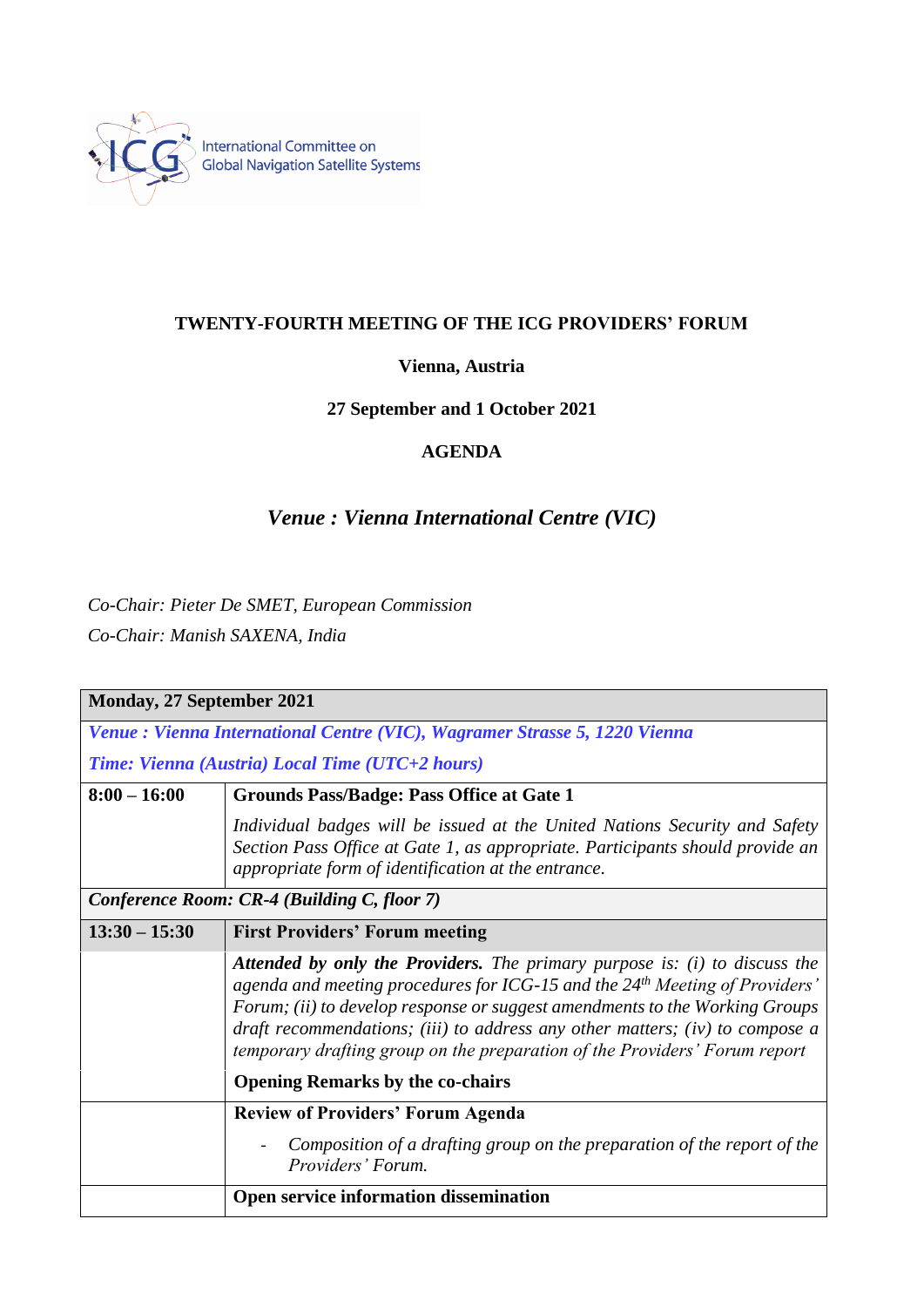International Committee on Global Navigation Satellite Systems

**TWENTY-FOURTH MEETING OF THE ICG PROVIDERS' FORUM**

**Vienna, Austria**

**27 September and 1 October 2021**

**AGENDA**

***Venue : Vienna International Centre (VIC)***

*Co-Chair: Pieter De SMET, European Commission*

*Co-Chair: Manish SAXENA, India*

| **Monday, 27 September 2021** | |
|---|---|
| ***Venue : Vienna International Centre (VIC), Wagramer Strasse 5, 1220 Vienna*** <br> ***Time: Vienna (Austria) Local Time (UTC+2 hours)*** | |
| **8:00 – 16:00** | **Grounds Pass/Badge: Pass Office at Gate 1** <br> *Individual badges will be issued at the United Nations Security and Safety Section Pass Office at Gate 1, as appropriate. Participants should provide an appropriate form of identification at the entrance.* |
| ***Conference Room: CR-4 (Building C, floor 7)*** | |
| **13:30 – 15:30** | **First Providers' Forum meeting** |
| | ***Attended by only the Providers.*** *The primary purpose is: (i) to discuss the agenda and meeting procedures for ICG-15 and the 24th Meeting of Providers' Forum; (ii) to develop response or suggest amendments to the Working Groups draft recommendations; (iii) to address any other matters; (iv) to compose a temporary drafting group on the preparation of the Providers' Forum report* <br> **Opening Remarks by the co-chairs** |
| | **Review of Providers' Forum Agenda** <br> - *Composition of a drafting group on the preparation of the report of the Providers' Forum.* |
| | **Open service information dissemination** |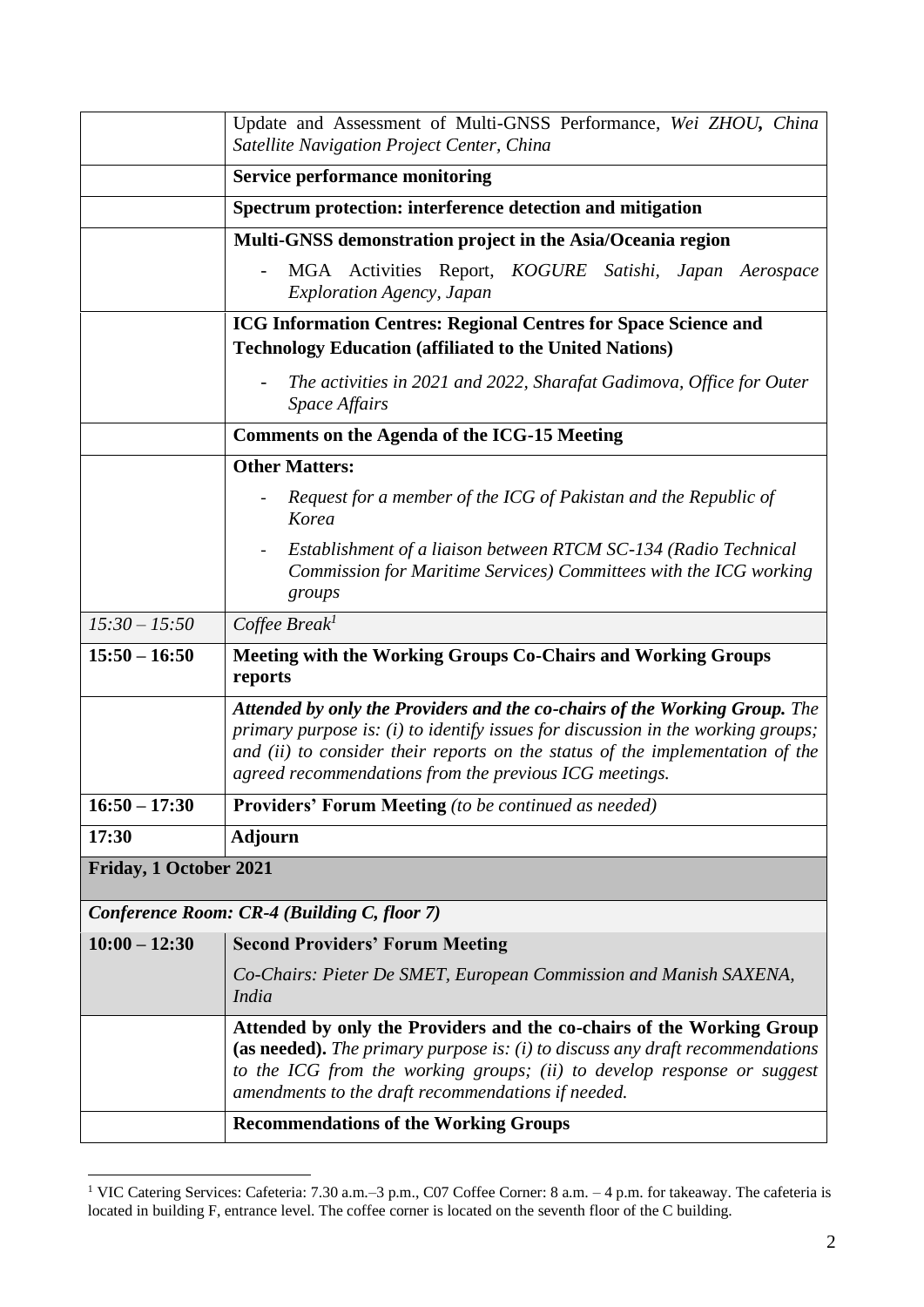| | |
|---|---|
| | Update and Assessment of Multi-GNSS Performance, *Wei ZHOU***,** *China Satellite Navigation Project Center, China* |
| | **Service performance monitoring** |
| | **Spectrum protection: interference detection and mitigation** |
| | **Multi-GNSS demonstration project in the Asia/Oceania region**<br>- MGA Activities Report, *KOGURE Satishi, Japan Aerospace Exploration Agency, Japan* |
| | **ICG Information Centres: Regional Centres for Space Science and Technology Education (affiliated to the United Nations)**<br>- *The activities in 2021 and 2022, Sharafat Gadimova, Office for Outer Space Affairs* |
| | **Comments on the Agenda of the ICG-15 Meeting** |
| | **Other Matters:**<br>- *Request for a member of the ICG of Pakistan and the Republic of Korea*<br>- *Establishment of a liaison between RTCM SC-134 (Radio Technical Commission for Maritime Services) Committees with the ICG working groups* |
| *15:30 – 15:50* | *Coffee Break*[1] |
| **15:50 – 16:50** | **Meeting with the Working Groups Co-Chairs and Working Groups reports** |
| | ***Attended by only the Providers and the co-chairs of the Working Group.*** *The primary purpose is: (i) to identify issues for discussion in the working groups; and (ii) to consider their reports on the status of the implementation of the agreed recommendations from the previous ICG meetings.* |
| **16:50 – 17:30** | **Providers' Forum Meeting** *(to be continued as needed)* |
| **17:30** | **Adjourn** |
| **Friday, 1 October 2021** | |
| ***Conference Room: CR-4 (Building C, floor 7)*** | |
| **10:00 – 12:30** | **Second Providers' Forum Meeting**<br>*Co-Chairs: Pieter De SMET, European Commission and Manish SAXENA, India* |
| | **Attended by only the Providers and the co-chairs of the Working Group (as needed).** *The primary purpose is: (i) to discuss any draft recommendations to the ICG from the working groups; (ii) to develop response or suggest amendments to the draft recommendations if needed.* |
| | **Recommendations of the Working Groups** |

[1] VIC Catering Services: Cafeteria: 7.30 a.m.–3 p.m., C07 Coffee Corner: 8 a.m. – 4 p.m. for takeaway. The cafeteria is located in building F, entrance level. The coffee corner is located on the seventh floor of the C building.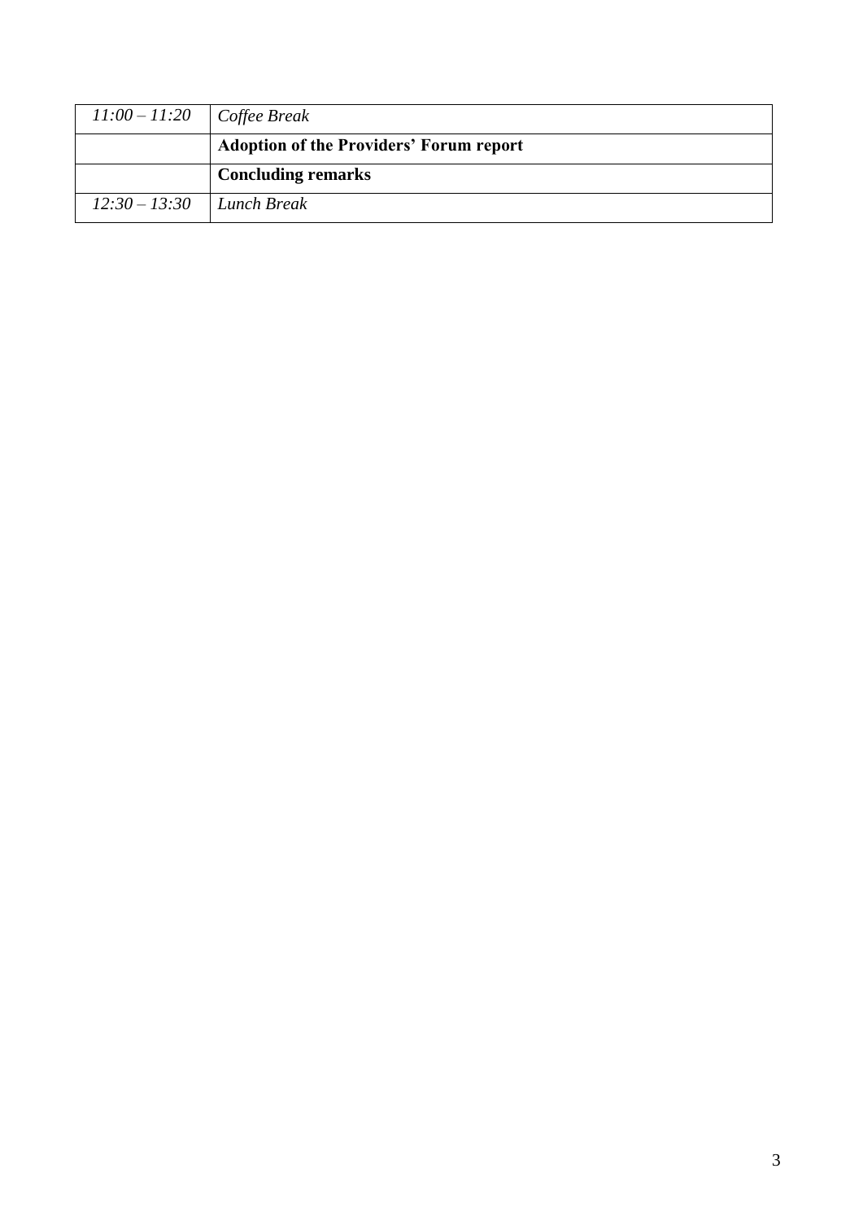| | |
|---|---|
| *11:00 – 11:20* | *Coffee Break* |
| | **Adoption of the Providers' Forum report** |
| | **Concluding remarks** |
| *12:30 – 13:30* | *Lunch Break* |